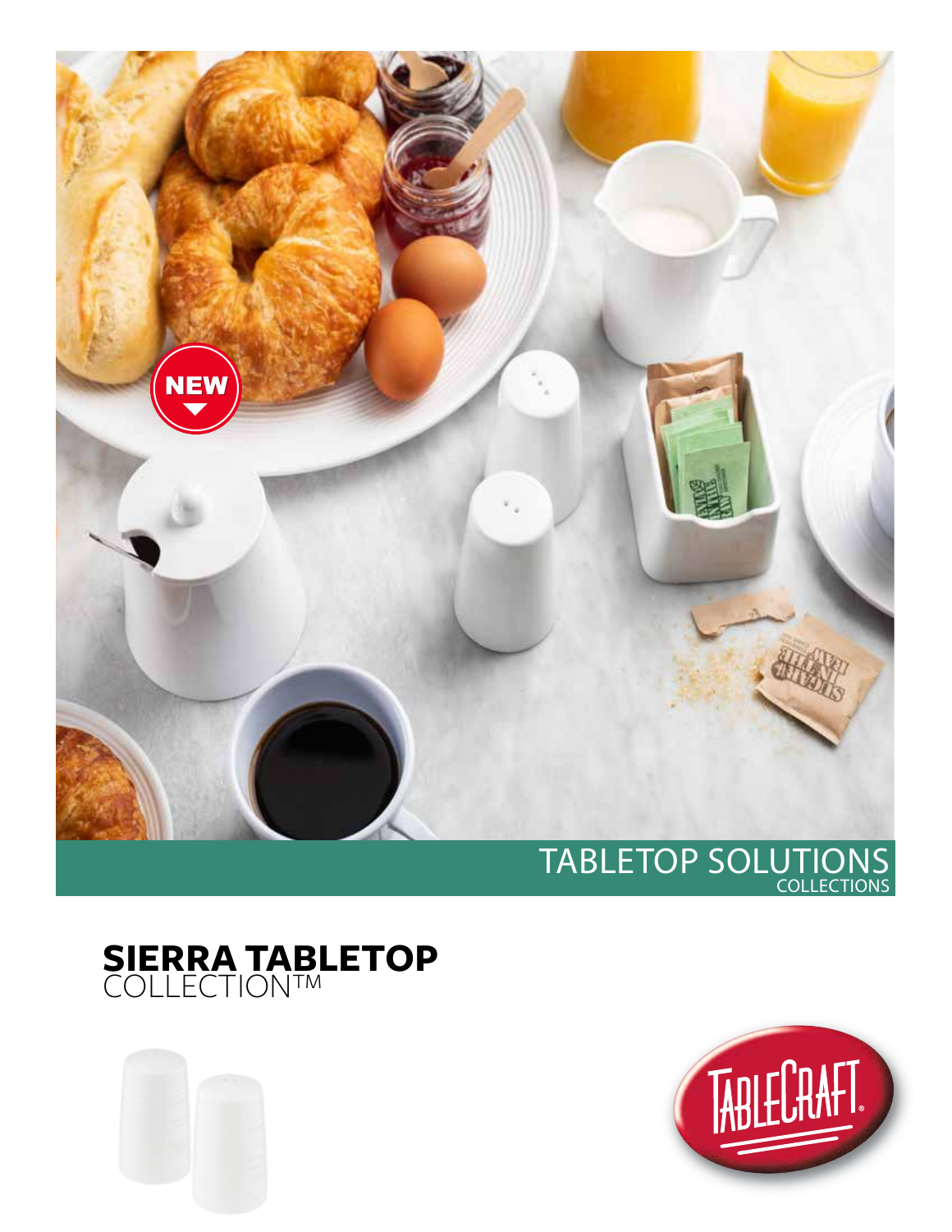NEW

TABLETOP SOLUTIONS
COLLECTIONS

# SIERRA TABLETOP
COLLECTION™

TABLECRAFT®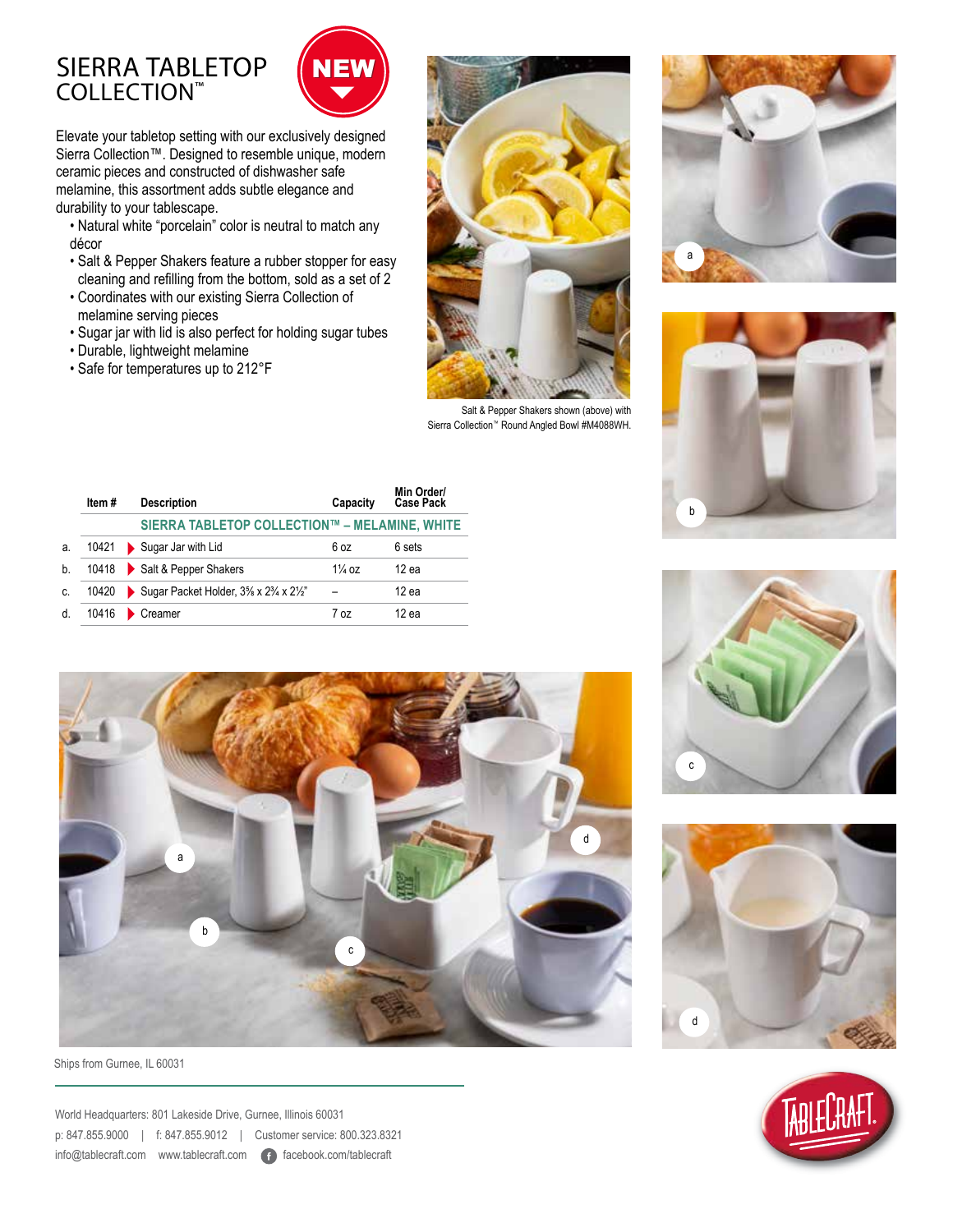# SIERRA TABLETOP COLLECTION™

NEW

Elevate your tabletop setting with our exclusively designed Sierra Collection™. Designed to resemble unique, modern ceramic pieces and constructed of dishwasher safe melamine, this assortment adds subtle elegance and durability to your tablescape.

- Natural white "porcelain" color is neutral to match any décor
- Salt & Pepper Shakers feature a rubber stopper for easy cleaning and refilling from the bottom, sold as a set of 2
- Coordinates with our existing Sierra Collection of melamine serving pieces
- Sugar jar with lid is also perfect for holding sugar tubes
- Durable, lightweight melamine
- Safe for temperatures up to 212°F

Salt & Pepper Shakers shown (above) with Sierra Collection™ Round Angled Bowl #M4088WH.

| | Item # | Description | Capacity | Min Order/ Case Pack |
|---|---|---|---|---|
| | | SIERRA TABLETOP COLLECTION™ – MELAMINE, WHITE | | |
| a. | 10421 | Sugar Jar with Lid | 6 oz | 6 sets |
| b. | 10418 | Salt & Pepper Shakers | 1¼ oz | 12 ea |
| c. | 10420 | Sugar Packet Holder, 3⅝ x 2¾ x 2½" | – | 12 ea |
| d. | 10416 | Creamer | 7 oz | 12 ea |

Ships from Gurnee, IL 60031

World Headquarters: 801 Lakeside Drive, Gurnee, Illinois 60031
p: 847.855.9000 | f: 847.855.9012 | Customer service: 800.323.8321
info@tablecraft.com www.tablecraft.com facebook.com/tablecraft

TABLECRAFT